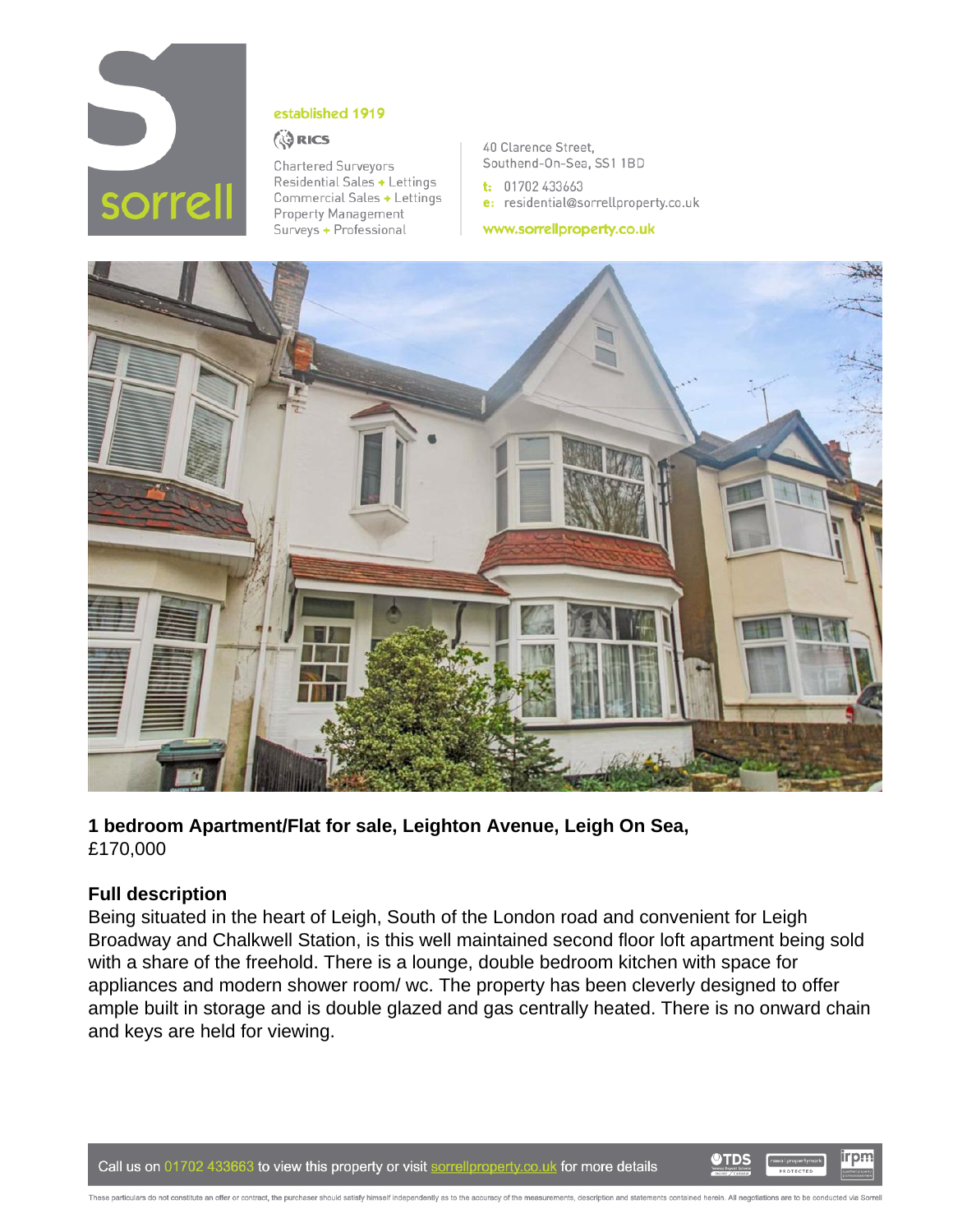sorrell

established 1919

RICS

Chartered Surveyors
Residential Sales + Lettings
Commercial Sales + Lettings
Property Management
Surveys + Professional

40 Clarence Street,
Southend-On-Sea, SS1 1BD

t: 01702 433663
e: residential@sorrellproperty.co.uk

www.sorrellproperty.co.uk

**1 bedroom Apartment/Flat for sale, Leighton Avenue, Leigh On Sea,**
£170,000

## Full description

Being situated in the heart of Leigh, South of the London road and convenient for Leigh Broadway and Chalkwell Station, is this well maintained second floor loft apartment being sold with a share of the freehold. There is a lounge, double bedroom kitchen with space for appliances and modern shower room/ wc. The property has been cleverly designed to offer ample built in storage and is double glazed and gas centrally heated. There is no onward chain and keys are held for viewing.

Call us on 01702 433663 to view this property or visit sorrellproperty.co.uk for more details

These particulars do not constitute an offer or contract, the purchaser should satisfy himself independently as to the accuracy of the measurements, description and statements contained herein. All negotiations are to be conducted via Sorrell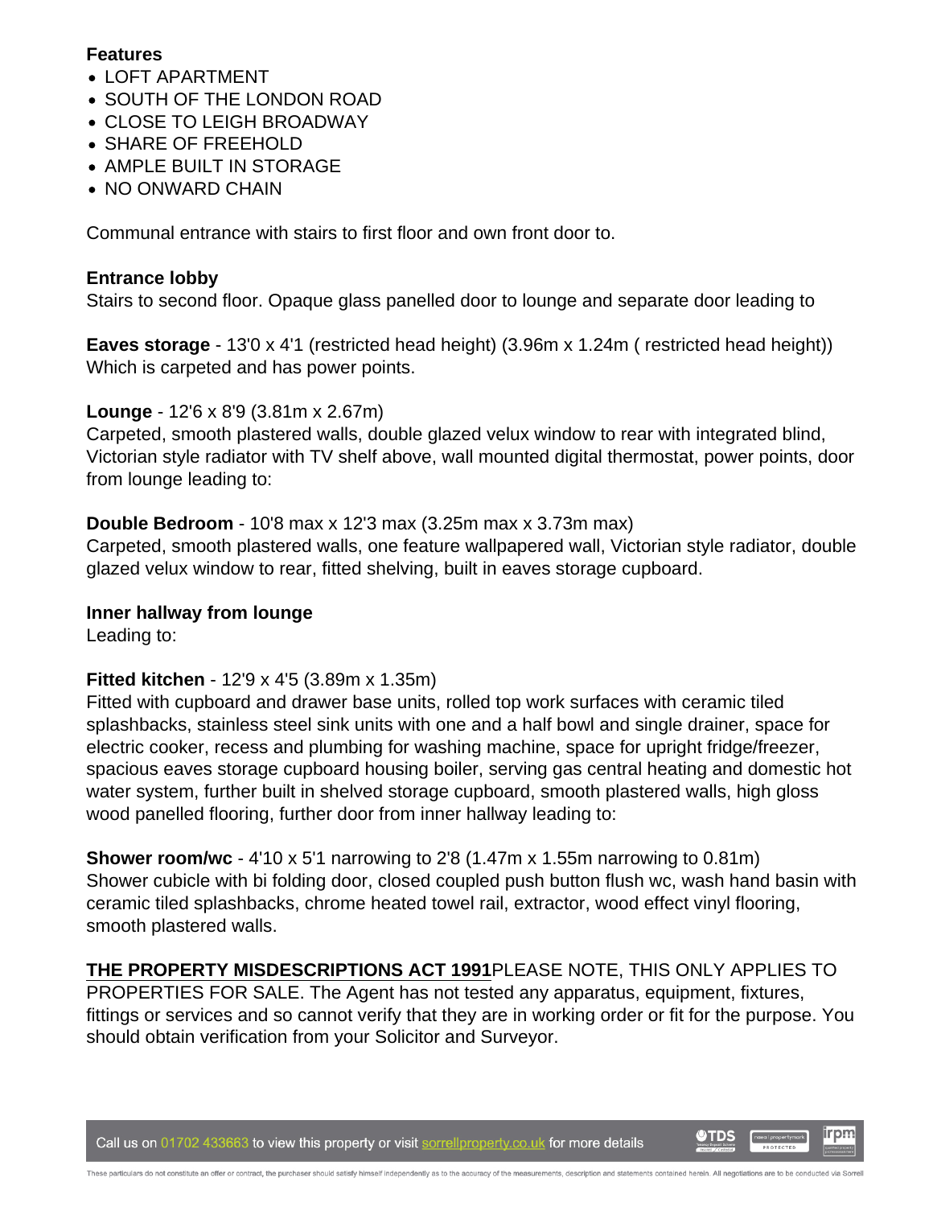**Features**

- LOFT APARTMENT
- SOUTH OF THE LONDON ROAD
- CLOSE TO LEIGH BROADWAY
- SHARE OF FREEHOLD
- AMPLE BUILT IN STORAGE
- NO ONWARD CHAIN

Communal entrance with stairs to first floor and own front door to.

**Entrance lobby**
Stairs to second floor. Opaque glass panelled door to lounge and separate door leading to

**Eaves storage** - 13'0 x 4'1 (restricted head height) (3.96m x 1.24m ( restricted head height))
Which is carpeted and has power points.

**Lounge** - 12'6 x 8'9 (3.81m x 2.67m)
Carpeted, smooth plastered walls, double glazed velux window to rear with integrated blind, Victorian style radiator with TV shelf above, wall mounted digital thermostat, power points, door from lounge leading to:

**Double Bedroom** - 10'8 max x 12'3 max (3.25m max x 3.73m max)
Carpeted, smooth plastered walls, one feature wallpapered wall, Victorian style radiator, double glazed velux window to rear, fitted shelving, built in eaves storage cupboard.

**Inner hallway from lounge**
Leading to:

**Fitted kitchen** - 12'9 x 4'5 (3.89m x 1.35m)
Fitted with cupboard and drawer base units, rolled top work surfaces with ceramic tiled splashbacks, stainless steel sink units with one and a half bowl and single drainer, space for electric cooker, recess and plumbing for washing machine, space for upright fridge/freezer, spacious eaves storage cupboard housing boiler, serving gas central heating and domestic hot water system, further built in shelved storage cupboard, smooth plastered walls, high gloss wood panelled flooring, further door from inner hallway leading to:

**Shower room/wc** - 4'10 x 5'1 narrowing to 2'8 (1.47m x 1.55m narrowing to 0.81m)
Shower cubicle with bi folding door, closed coupled push button flush wc, wash hand basin with ceramic tiled splashbacks, chrome heated towel rail, extractor, wood effect vinyl flooring, smooth plastered walls.

**THE PROPERTY MISDESCRIPTIONS ACT 1991**PLEASE NOTE, THIS ONLY APPLIES TO PROPERTIES FOR SALE. The Agent has not tested any apparatus, equipment, fixtures, fittings or services and so cannot verify that they are in working order or fit for the purpose. You should obtain verification from your Solicitor and Surveyor.

Call us on 01702 433663 to view this property or visit sorrellproperty.co.uk for more details

These particulars do not constitute an offer or contract, the purchaser should satisfy himself independently as to the accuracy of the measurements, description and statements contained herein. All negotiations are to be conducted via Sorrell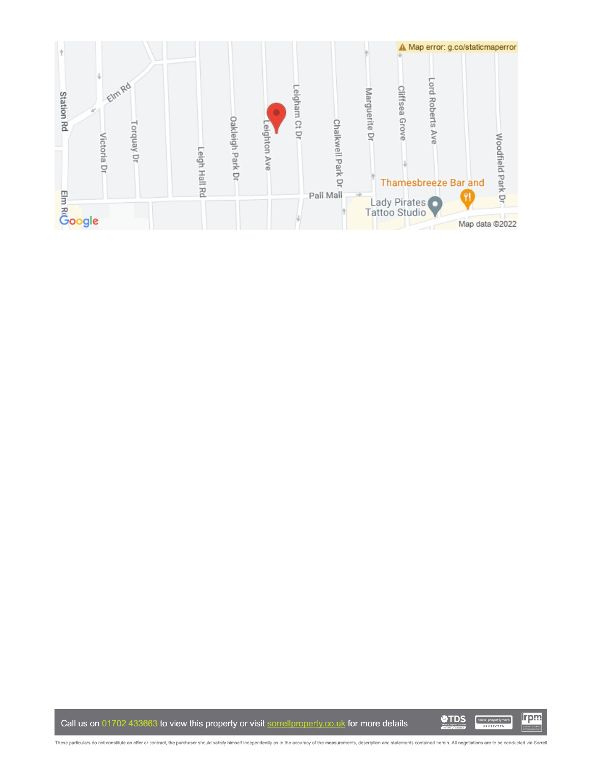Call us on 01702 433663 to view this property or visit sorrellproperty.co.uk for more details

These particulars do not constitute an offer or contract, the purchaser should satisfy himself independently as to the accuracy of the measurements, description and statements contained herein. All negotiations are to be conducted via Sorrell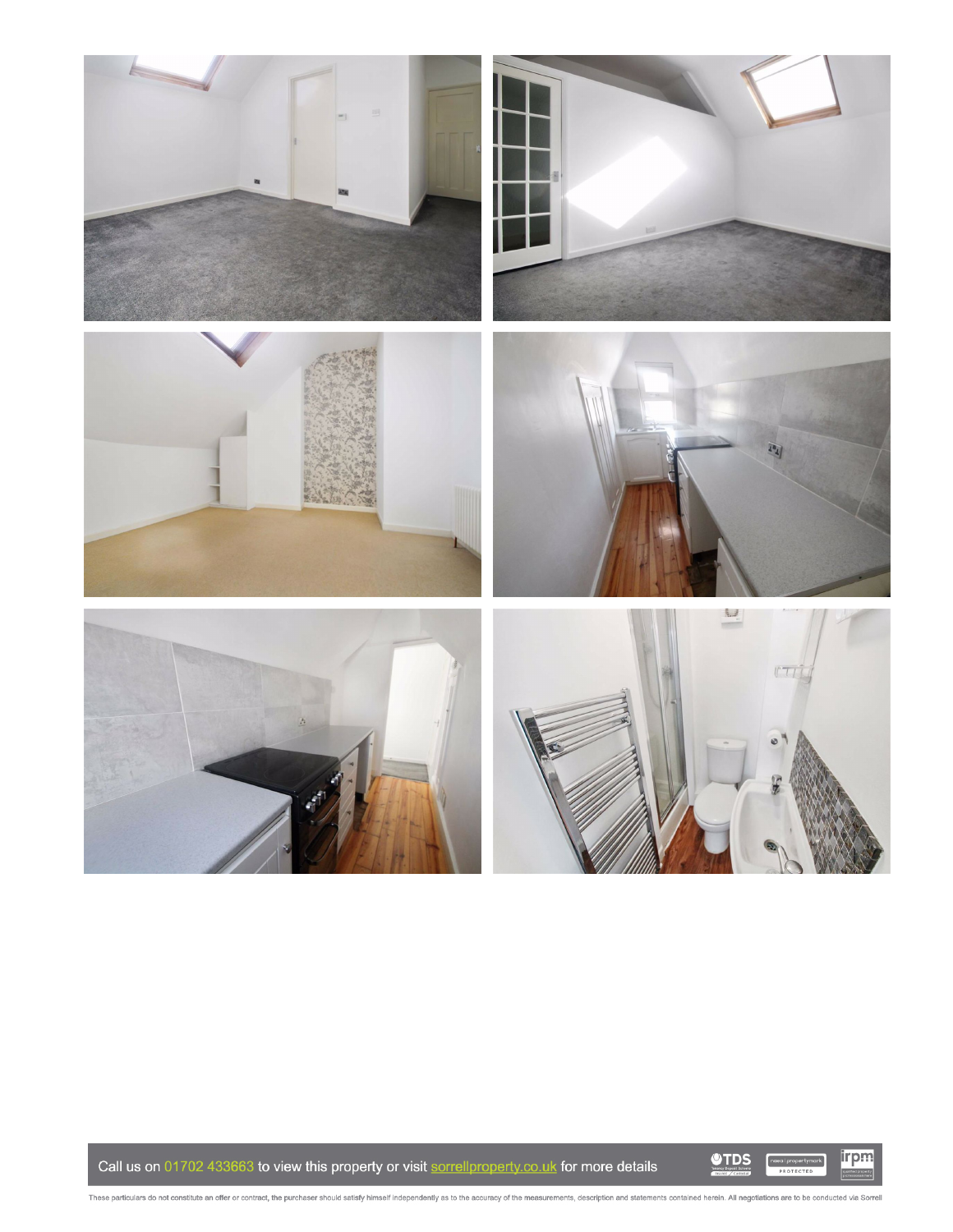Call us on 01702 433663 to view this property or visit sorrellproperty.co.uk for more details

These particulars do not constitute an offer or contract, the purchaser should satisfy himself independently as to the accuracy of the measurements, description and statements contained herein. All negotiations are to be conducted via Sorrell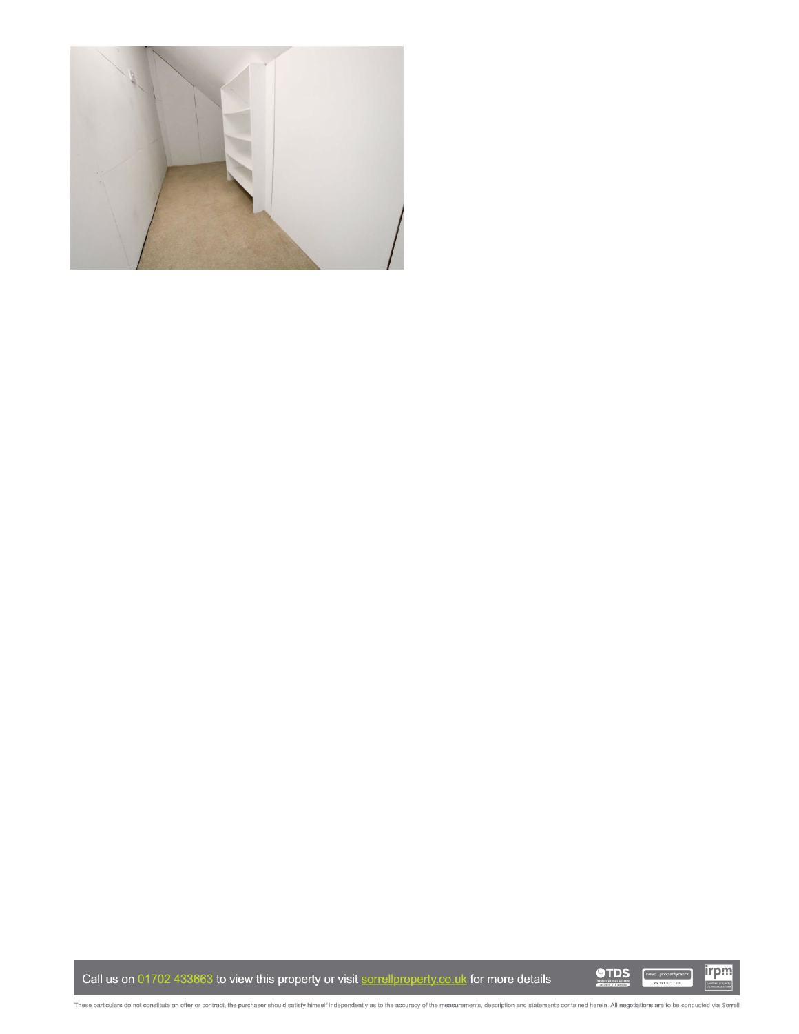Call us on 01702 433663 to view this property or visit sorrellproperty.co.uk for more details

These particulars do not constitute an offer or contract, the purchaser should satisfy himself independently as to the accuracy of the measurements, description and statements contained herein. All negotiations are to be conducted via Sorrell